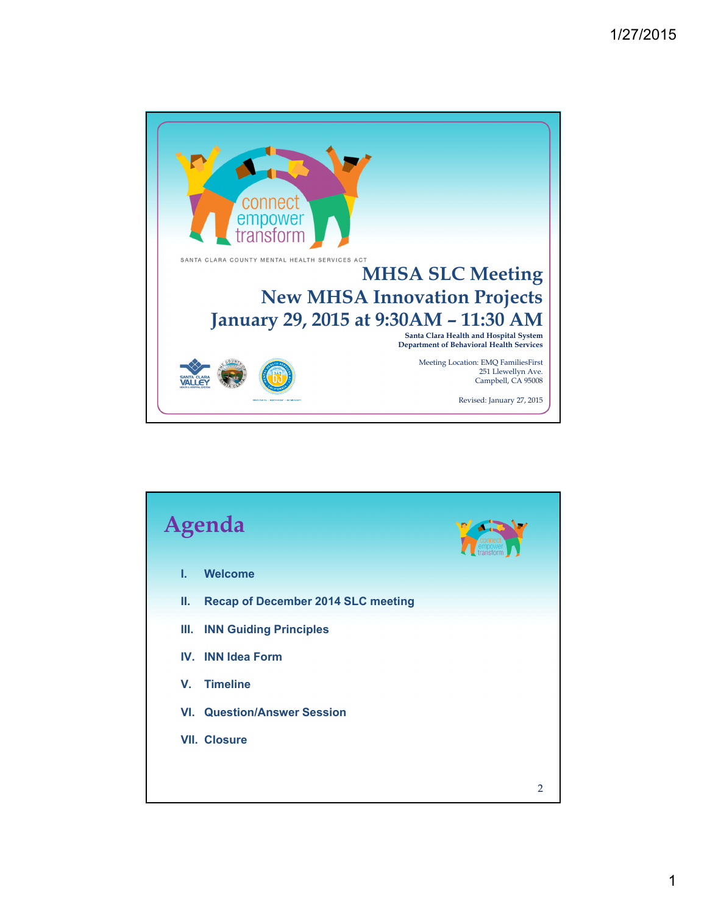SANTA CLARA COUNTY MENTAL HEALTH SERVICES ACT

# MHSA SLC Meeting
# New MHSA Innovation Projects
# January 29, 2015 at 9:30AM – 11:30 AM

**Santa Clara Health and Hospital System**
**Department of Behavioral Health Services**

Meeting Location: EMQ FamiliesFirst
251 Llewellyn Ave.
Campbell, CA 95008

Revised: January 27, 2015

## Agenda

I. **Welcome**

II. **Recap of December 2014 SLC meeting**

III. **INN Guiding Principles**

IV. **INN Idea Form**

V. **Timeline**

VI. **Question/Answer Session**

VII. **Closure**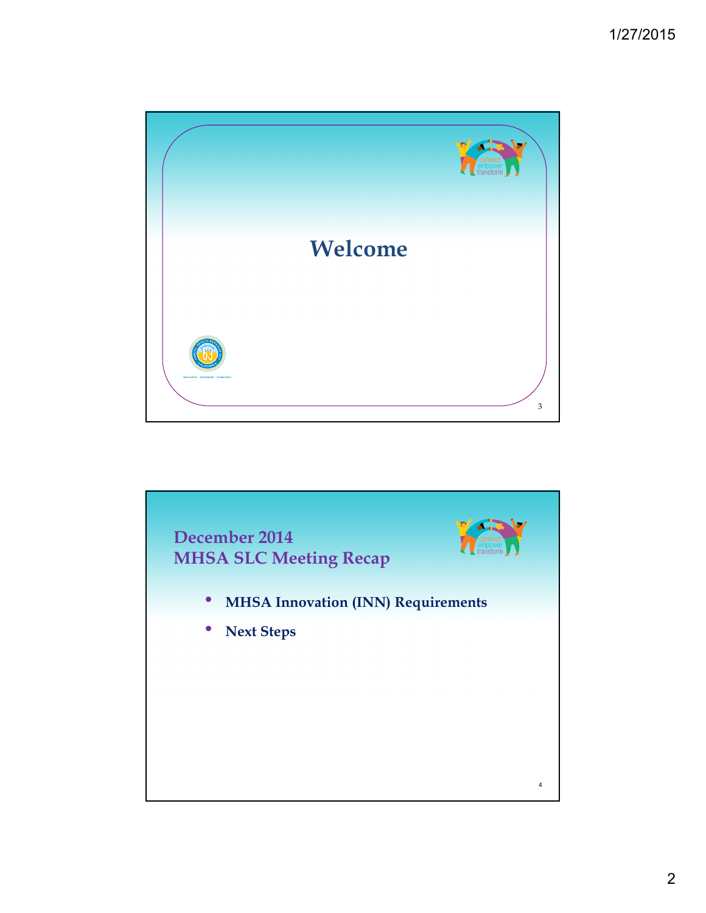# Welcome

## December 2014
## MHSA SLC Meeting Recap

- **MHSA Innovation (INN) Requirements**
- **Next Steps**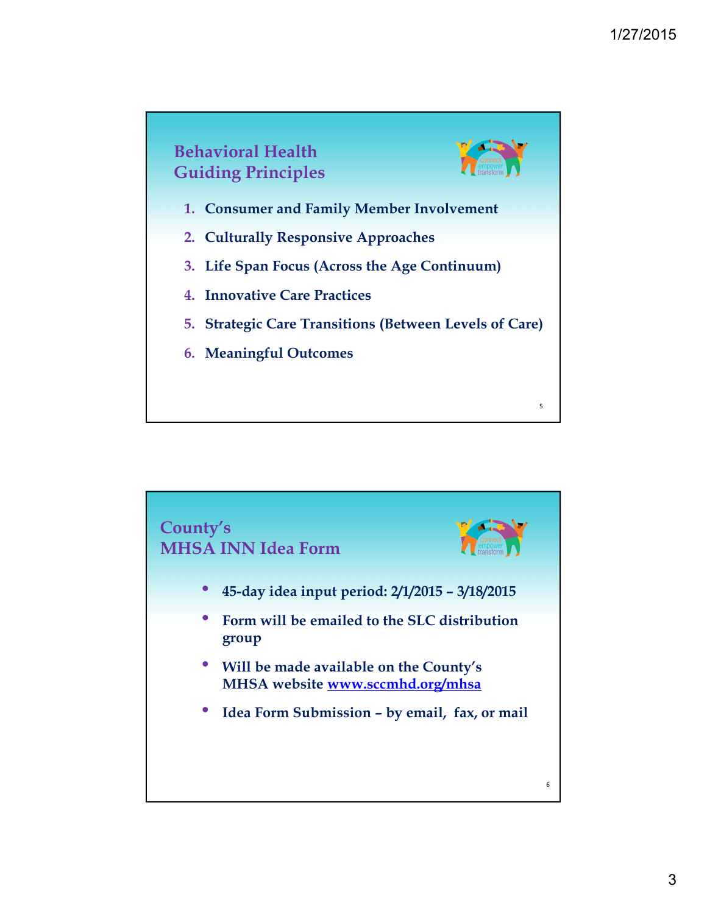## Behavioral Health Guiding Principles

1. **Consumer and Family Member Involvement**
2. **Culturally Responsive Approaches**
3. **Life Span Focus (Across the Age Continuum)**
4. **Innovative Care Practices**
5. **Strategic Care Transitions (Between Levels of Care)**
6. **Meaningful Outcomes**

## County's MHSA INN Idea Form

- **45-day idea input period: 2/1/2015 – 3/18/2015**
- **Form will be emailed to the SLC distribution group**
- **Will be made available on the County's MHSA website www.sccmhd.org/mhsa**
- **Idea Form Submission – by email, fax, or mail**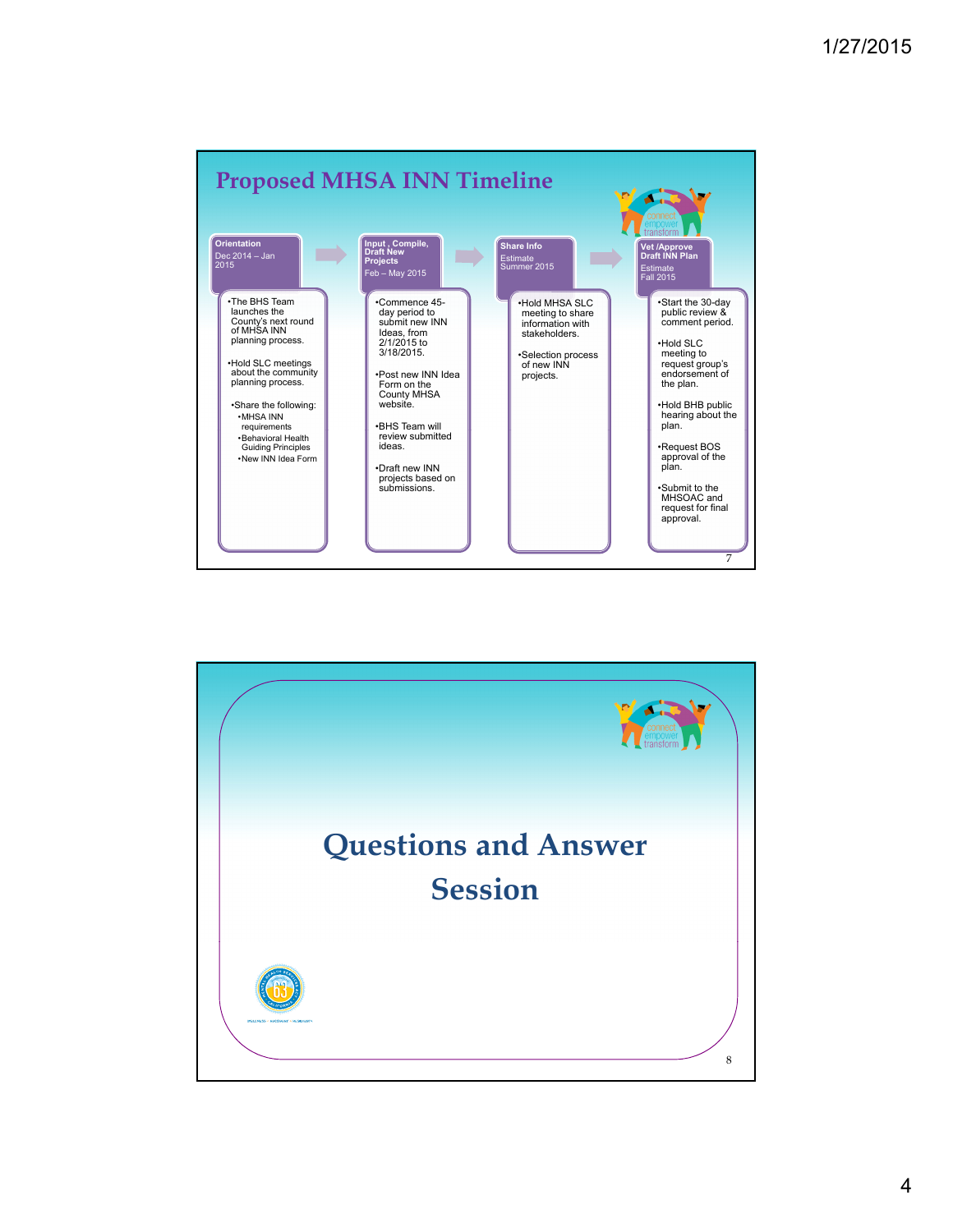## Proposed MHSA INN Timeline

### Orientation
Dec 2014 – Jan 2015

- The BHS Team launches the County's next round of MHSA INN planning process.
- Hold SLC meetings about the community planning process.
- Share the following:
  - MHSA INN requirements
  - Behavioral Health Guiding Principles
  - New INN Idea Form

### Input , Compile, Draft New Projects
Feb – May 2015

- Commence 45-day period to submit new INN Ideas, from 2/1/2015 to 3/18/2015.
- Post new INN Idea Form on the County MHSA website.
- BHS Team will review submitted ideas.
- Draft new INN projects based on submissions.

### Share Info
Estimate Summer 2015

- Hold MHSA SLC meeting to share information with stakeholders.
- Selection process of new INN projects.

### Vet /Approve Draft INN Plan
Estimate Fall 2015

- Start the 30-day public review & comment period.
- Hold SLC meeting to request group's endorsement of the plan.
- Hold BHB public hearing about the plan.
- Request BOS approval of the plan.
- Submit to the MHSOAC and request for final approval.

# Questions and Answer Session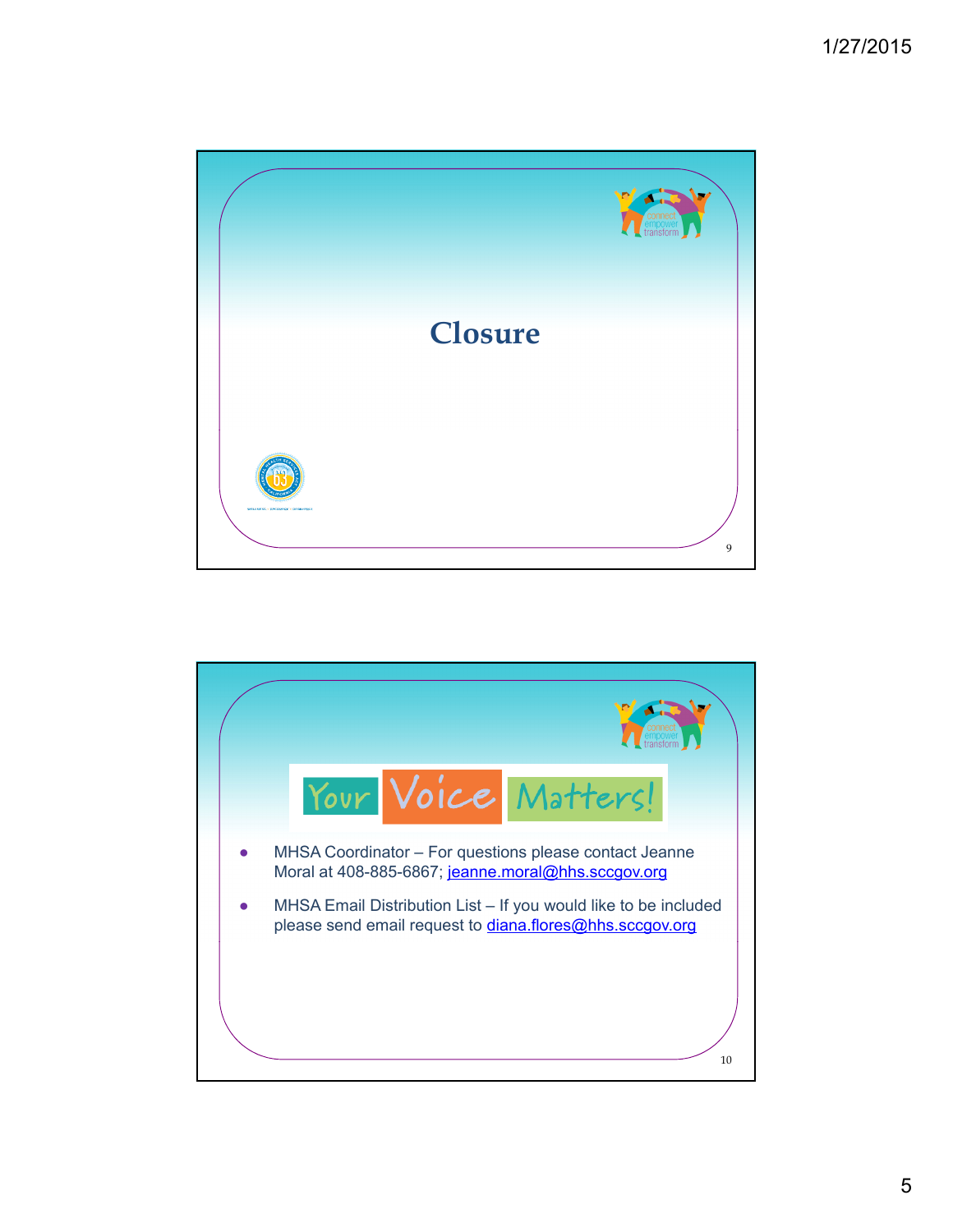# Closure

## Your Voice Matters!

- MHSA Coordinator – For questions please contact Jeanne Moral at 408-885-6867; jeanne.moral@hhs.sccgov.org
- MHSA Email Distribution List – If you would like to be included please send email request to diana.flores@hhs.sccgov.org